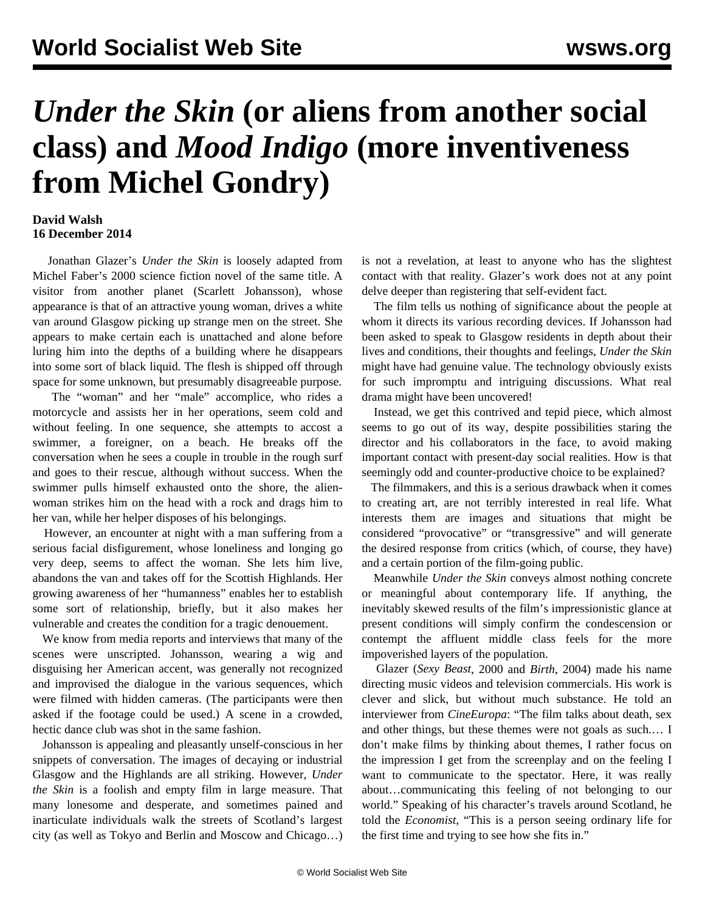# *Under the Skin* (or aliens from another social class) and *Mood Indigo* (more inventiveness from Michel Gondry)

**David Walsh**
**16 December 2014**

Jonathan Glazer's *Under the Skin* is loosely adapted from Michel Faber's 2000 science fiction novel of the same title. A visitor from another planet (Scarlett Johansson), whose appearance is that of an attractive young woman, drives a white van around Glasgow picking up strange men on the street. She appears to make certain each is unattached and alone before luring him into the depths of a building where he disappears into some sort of black liquid. The flesh is shipped off through space for some unknown, but presumably disagreeable purpose.

The "woman" and her "male" accomplice, who rides a motorcycle and assists her in her operations, seem cold and without feeling. In one sequence, she attempts to accost a swimmer, a foreigner, on a beach. He breaks off the conversation when he sees a couple in trouble in the rough surf and goes to their rescue, although without success. When the swimmer pulls himself exhausted onto the shore, the alien-woman strikes him on the head with a rock and drags him to her van, while her helper disposes of his belongings.

However, an encounter at night with a man suffering from a serious facial disfigurement, whose loneliness and longing go very deep, seems to affect the woman. She lets him live, abandons the van and takes off for the Scottish Highlands. Her growing awareness of her "humanness" enables her to establish some sort of relationship, briefly, but it also makes her vulnerable and creates the condition for a tragic denouement.

We know from media reports and interviews that many of the scenes were unscripted. Johansson, wearing a wig and disguising her American accent, was generally not recognized and improvised the dialogue in the various sequences, which were filmed with hidden cameras. (The participants were then asked if the footage could be used.) A scene in a crowded, hectic dance club was shot in the same fashion.

Johansson is appealing and pleasantly unself-conscious in her snippets of conversation. The images of decaying or industrial Glasgow and the Highlands are all striking. However, *Under the Skin* is a foolish and empty film in large measure. That many lonesome and desperate, and sometimes pained and inarticulate individuals walk the streets of Scotland's largest city (as well as Tokyo and Berlin and Moscow and Chicago…) is not a revelation, at least to anyone who has the slightest contact with that reality. Glazer's work does not at any point delve deeper than registering that self-evident fact.

The film tells us nothing of significance about the people at whom it directs its various recording devices. If Johansson had been asked to speak to Glasgow residents in depth about their lives and conditions, their thoughts and feelings, *Under the Skin* might have had genuine value. The technology obviously exists for such impromptu and intriguing discussions. What real drama might have been uncovered!

Instead, we get this contrived and tepid piece, which almost seems to go out of its way, despite possibilities staring the director and his collaborators in the face, to avoid making important contact with present-day social realities. How is that seemingly odd and counter-productive choice to be explained?

The filmmakers, and this is a serious drawback when it comes to creating art, are not terribly interested in real life. What interests them are images and situations that might be considered "provocative" or "transgressive" and will generate the desired response from critics (which, of course, they have) and a certain portion of the film-going public.

Meanwhile *Under the Skin* conveys almost nothing concrete or meaningful about contemporary life. If anything, the inevitably skewed results of the film's impressionistic glance at present conditions will simply confirm the condescension or contempt the affluent middle class feels for the more impoverished layers of the population.

Glazer (*Sexy Beast*, 2000 and *Birth*, 2004) made his name directing music videos and television commercials. His work is clever and slick, but without much substance. He told an interviewer from *CineEuropa*: "The film talks about death, sex and other things, but these themes were not goals as such.… I don't make films by thinking about themes, I rather focus on the impression I get from the screenplay and on the feeling I want to communicate to the spectator. Here, it was really about…communicating this feeling of not belonging to our world." Speaking of his character's travels around Scotland, he told the *Economist*, "This is a person seeing ordinary life for the first time and trying to see how she fits in."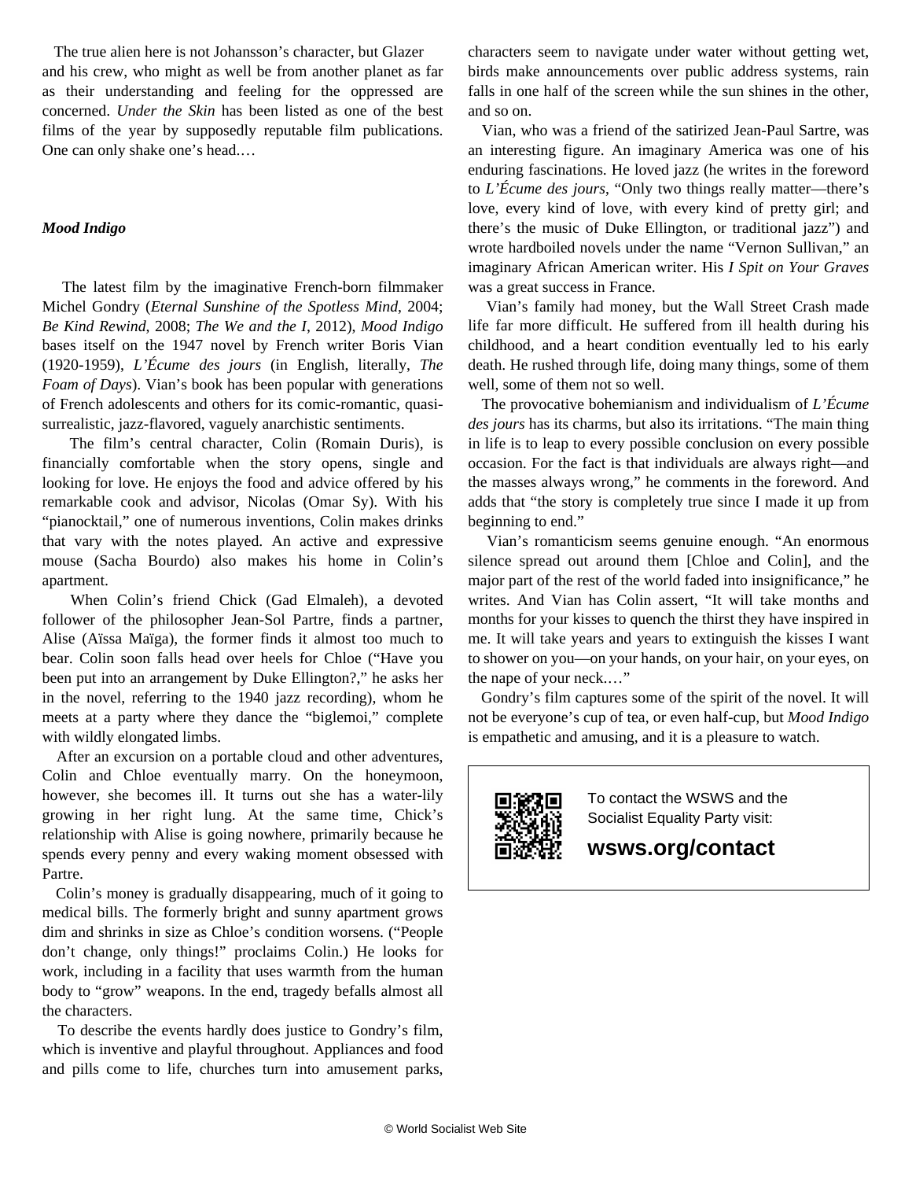The true alien here is not Johansson's character, but Glazer and his crew, who might as well be from another planet as far as their understanding and feeling for the oppressed are concerned. *Under the Skin* has been listed as one of the best films of the year by supposedly reputable film publications. One can only shake one's head.…

***Mood Indigo***

The latest film by the imaginative French-born filmmaker Michel Gondry (*Eternal Sunshine of the Spotless Mind*, 2004; *Be Kind Rewind*, 2008; *The We and the I*, 2012), *Mood Indigo* bases itself on the 1947 novel by French writer Boris Vian (1920-1959), *L'Écume des jours* (in English, literally, *The Foam of Days*). Vian's book has been popular with generations of French adolescents and others for its comic-romantic, quasi-surrealistic, jazz-flavored, vaguely anarchistic sentiments.

The film's central character, Colin (Romain Duris), is financially comfortable when the story opens, single and looking for love. He enjoys the food and advice offered by his remarkable cook and advisor, Nicolas (Omar Sy). With his "pianocktail," one of numerous inventions, Colin makes drinks that vary with the notes played. An active and expressive mouse (Sacha Bourdo) also makes his home in Colin's apartment.

When Colin's friend Chick (Gad Elmaleh), a devoted follower of the philosopher Jean-Sol Partre, finds a partner, Alise (Aïssa Maïga), the former finds it almost too much to bear. Colin soon falls head over heels for Chloe ("Have you been put into an arrangement by Duke Ellington?," he asks her in the novel, referring to the 1940 jazz recording), whom he meets at a party where they dance the "biglemoi," complete with wildly elongated limbs.

After an excursion on a portable cloud and other adventures, Colin and Chloe eventually marry. On the honeymoon, however, she becomes ill. It turns out she has a water-lily growing in her right lung. At the same time, Chick's relationship with Alise is going nowhere, primarily because he spends every penny and every waking moment obsessed with Partre.

Colin's money is gradually disappearing, much of it going to medical bills. The formerly bright and sunny apartment grows dim and shrinks in size as Chloe's condition worsens. ("People don't change, only things!" proclaims Colin.) He looks for work, including in a facility that uses warmth from the human body to "grow" weapons. In the end, tragedy befalls almost all the characters.

To describe the events hardly does justice to Gondry's film, which is inventive and playful throughout. Appliances and food and pills come to life, churches turn into amusement parks, characters seem to navigate under water without getting wet, birds make announcements over public address systems, rain falls in one half of the screen while the sun shines in the other, and so on.

Vian, who was a friend of the satirized Jean-Paul Sartre, was an interesting figure. An imaginary America was one of his enduring fascinations. He loved jazz (he writes in the foreword to *L'Écume des jours*, "Only two things really matter—there's love, every kind of love, with every kind of pretty girl; and there's the music of Duke Ellington, or traditional jazz") and wrote hardboiled novels under the name "Vernon Sullivan," an imaginary African American writer. His *I Spit on Your Graves* was a great success in France.

Vian's family had money, but the Wall Street Crash made life far more difficult. He suffered from ill health during his childhood, and a heart condition eventually led to his early death. He rushed through life, doing many things, some of them well, some of them not so well.

The provocative bohemianism and individualism of *L'Écume des jours* has its charms, but also its irritations. "The main thing in life is to leap to every possible conclusion on every possible occasion. For the fact is that individuals are always right—and the masses always wrong," he comments in the foreword. And adds that "the story is completely true since I made it up from beginning to end."

Vian's romanticism seems genuine enough. "An enormous silence spread out around them [Chloe and Colin], and the major part of the rest of the world faded into insignificance," he writes. And Vian has Colin assert, "It will take months and months for your kisses to quench the thirst they have inspired in me. It will take years and years to extinguish the kisses I want to shower on you—on your hands, on your hair, on your eyes, on the nape of your neck.…"

Gondry's film captures some of the spirit of the novel. It will not be everyone's cup of tea, or even half-cup, but *Mood Indigo* is empathetic and amusing, and it is a pleasure to watch.

To contact the WSWS and the Socialist Equality Party visit:

**wsws.org/contact**